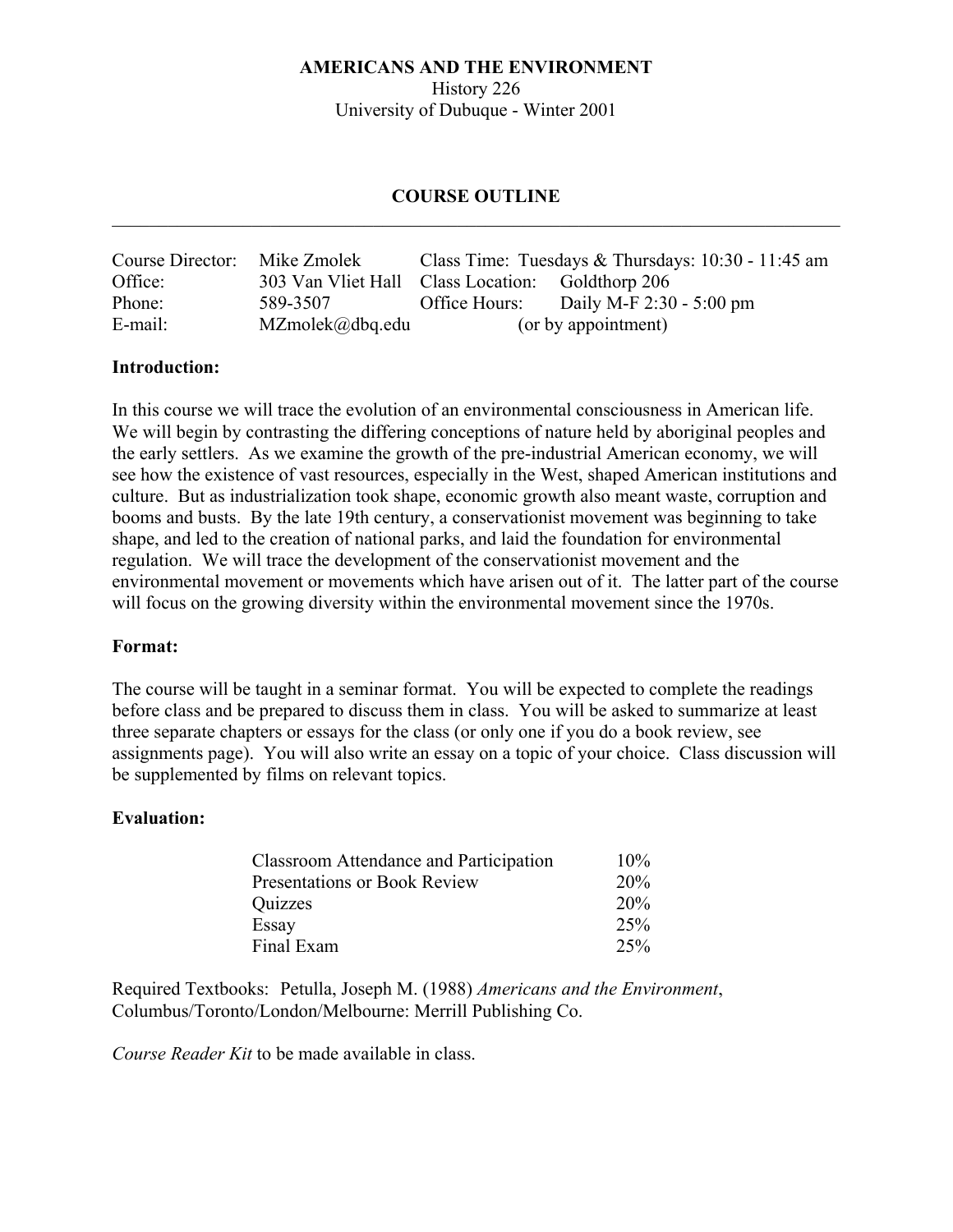**AMERICANS AND THE ENVIRONMENT**
History 226
University of Dubuque - Winter 2001

## COURSE OUTLINE

---

| | | | |
|---|---|---|---|
| Course Director: | Mike Zmolek | Class Time: | Tuesdays & Thursdays: 10:30 - 11:45 am |
| Office: | 303 Van Vliet Hall | Class Location: | Goldthorp 206 |
| Phone: | 589-3507 | Office Hours: | Daily M-F 2:30 - 5:00 pm |
| E-mail: | MZmolek@dbq.edu | | (or by appointment) |

**Introduction:**

In this course we will trace the evolution of an environmental consciousness in American life. We will begin by contrasting the differing conceptions of nature held by aboriginal peoples and the early settlers. As we examine the growth of the pre-industrial American economy, we will see how the existence of vast resources, especially in the West, shaped American institutions and culture. But as industrialization took shape, economic growth also meant waste, corruption and booms and busts. By the late 19th century, a conservationist movement was beginning to take shape, and led to the creation of national parks, and laid the foundation for environmental regulation. We will trace the development of the conservationist movement and the environmental movement or movements which have arisen out of it. The latter part of the course will focus on the growing diversity within the environmental movement since the 1970s.

**Format:**

The course will be taught in a seminar format. You will be expected to complete the readings before class and be prepared to discuss them in class. You will be asked to summarize at least three separate chapters or essays for the class (or only one if you do a book review, see assignments page). You will also write an essay on a topic of your choice. Class discussion will be supplemented by films on relevant topics.

**Evaluation:**

| | |
|---|---|
| Classroom Attendance and Participation | 10% |
| Presentations or Book Review | 20% |
| Quizzes | 20% |
| Essay | 25% |
| Final Exam | 25% |

Required Textbooks: Petulla, Joseph M. (1988) *Americans and the Environment*, Columbus/Toronto/London/Melbourne: Merrill Publishing Co.

*Course Reader Kit* to be made available in class.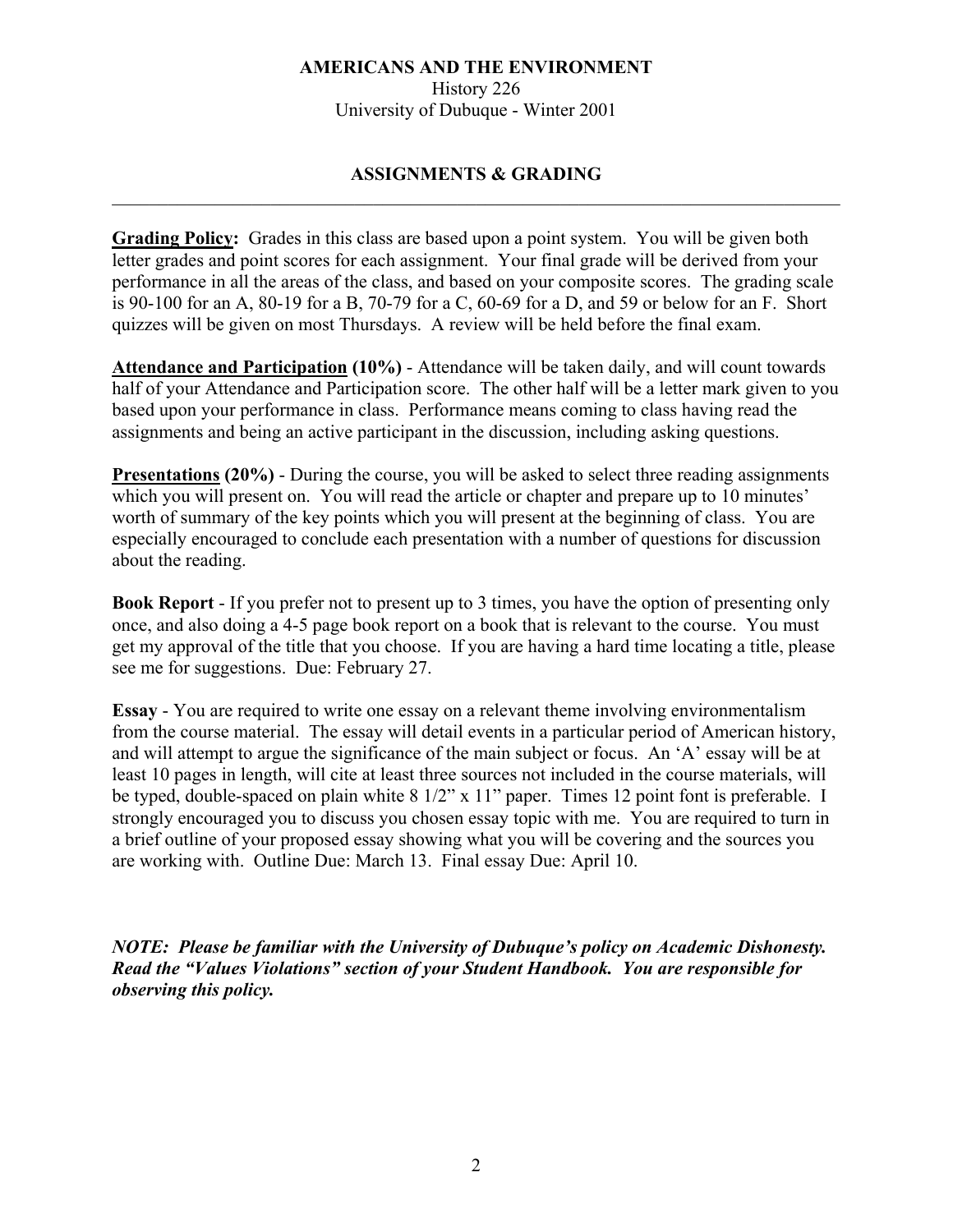**AMERICANS AND THE ENVIRONMENT**
History 226
University of Dubuque - Winter 2001

## ASSIGNMENTS & GRADING

---

**Grading Policy:** Grades in this class are based upon a point system. You will be given both letter grades and point scores for each assignment. Your final grade will be derived from your performance in all the areas of the class, and based on your composite scores. The grading scale is 90-100 for an A, 80-19 for a B, 70-79 for a C, 60-69 for a D, and 59 or below for an F. Short quizzes will be given on most Thursdays. A review will be held before the final exam.

**Attendance and Participation (10%)** - Attendance will be taken daily, and will count towards half of your Attendance and Participation score. The other half will be a letter mark given to you based upon your performance in class. Performance means coming to class having read the assignments and being an active participant in the discussion, including asking questions.

**Presentations (20%)** - During the course, you will be asked to select three reading assignments which you will present on. You will read the article or chapter and prepare up to 10 minutes' worth of summary of the key points which you will present at the beginning of class. You are especially encouraged to conclude each presentation with a number of questions for discussion about the reading.

**Book Report** - If you prefer not to present up to 3 times, you have the option of presenting only once, and also doing a 4-5 page book report on a book that is relevant to the course. You must get my approval of the title that you choose. If you are having a hard time locating a title, please see me for suggestions. Due: February 27.

**Essay** - You are required to write one essay on a relevant theme involving environmentalism from the course material. The essay will detail events in a particular period of American history, and will attempt to argue the significance of the main subject or focus. An 'A' essay will be at least 10 pages in length, will cite at least three sources not included in the course materials, will be typed, double-spaced on plain white 8 1/2" x 11" paper. Times 12 point font is preferable. I strongly encouraged you to discuss you chosen essay topic with me. You are required to turn in a brief outline of your proposed essay showing what you will be covering and the sources you are working with. Outline Due: March 13. Final essay Due: April 10.

***NOTE: Please be familiar with the University of Dubuque's policy on Academic Dishonesty. Read the "Values Violations" section of your Student Handbook. You are responsible for observing this policy.***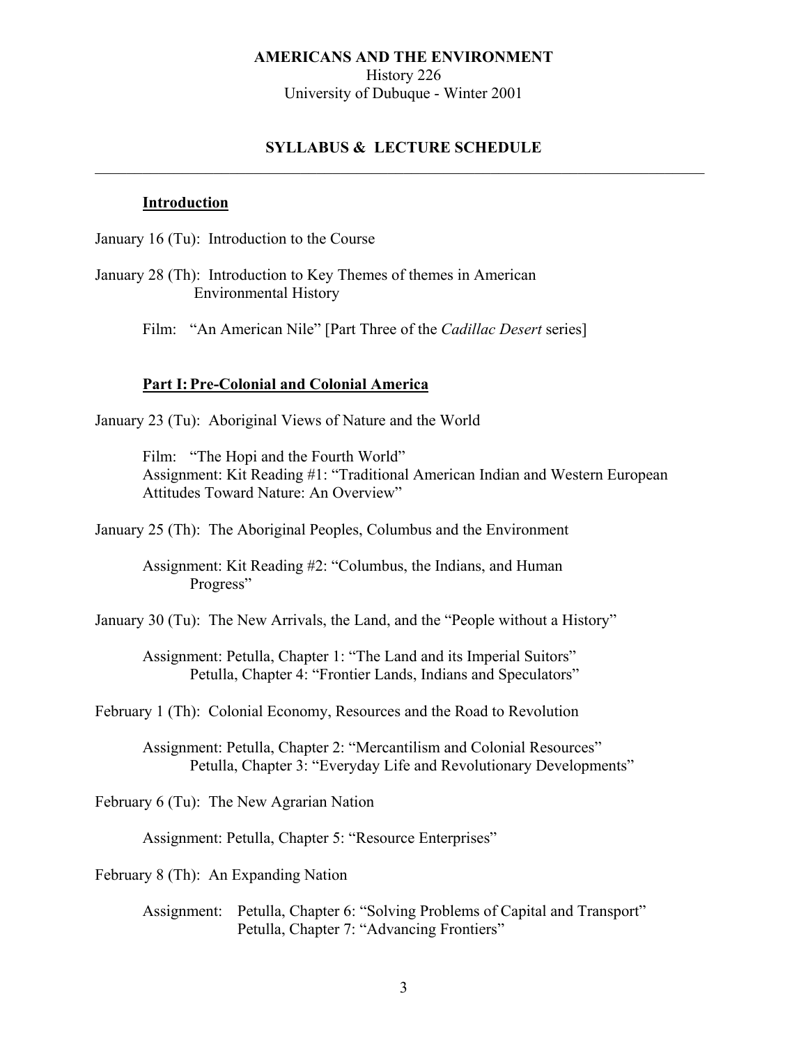**AMERICANS AND THE ENVIRONMENT**
History 226
University of Dubuque - Winter 2001

**SYLLABUS & LECTURE SCHEDULE**

---

## Introduction

January 16 (Tu): Introduction to the Course

January 28 (Th): Introduction to Key Themes of themes in American Environmental History

Film: "An American Nile" [Part Three of the *Cadillac Desert* series]

## Part I: Pre-Colonial and Colonial America

January 23 (Tu): Aboriginal Views of Nature and the World

Film: "The Hopi and the Fourth World"
Assignment: Kit Reading #1: "Traditional American Indian and Western European Attitudes Toward Nature: An Overview"

January 25 (Th): The Aboriginal Peoples, Columbus and the Environment

Assignment: Kit Reading #2: "Columbus, the Indians, and Human Progress"

January 30 (Tu): The New Arrivals, the Land, and the "People without a History"

Assignment: Petulla, Chapter 1: "The Land and its Imperial Suitors"
Petulla, Chapter 4: "Frontier Lands, Indians and Speculators"

February 1 (Th): Colonial Economy, Resources and the Road to Revolution

Assignment: Petulla, Chapter 2: "Mercantilism and Colonial Resources"
Petulla, Chapter 3: "Everyday Life and Revolutionary Developments"

February 6 (Tu): The New Agrarian Nation

Assignment: Petulla, Chapter 5: "Resource Enterprises"

February 8 (Th): An Expanding Nation

Assignment: Petulla, Chapter 6: "Solving Problems of Capital and Transport"
Petulla, Chapter 7: "Advancing Frontiers"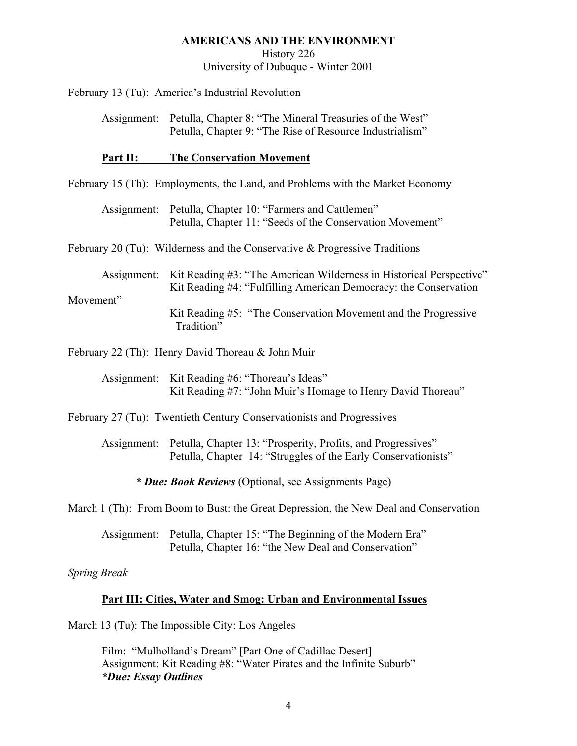**AMERICANS AND THE ENVIRONMENT**
History 226
University of Dubuque - Winter 2001

February 13 (Tu): America's Industrial Revolution

Assignment: Petulla, Chapter 8: "The Mineral Treasuries of the West"
Petulla, Chapter 9: "The Rise of Resource Industrialism"

## Part II: The Conservation Movement

February 15 (Th): Employments, the Land, and Problems with the Market Economy

Assignment: Petulla, Chapter 10: "Farmers and Cattlemen"
Petulla, Chapter 11: "Seeds of the Conservation Movement"

February 20 (Tu): Wilderness and the Conservative & Progressive Traditions

Assignment: Kit Reading #3: "The American Wilderness in Historical Perspective"
Kit Reading #4: "Fulfilling American Democracy: the Conservation Movement"
Kit Reading #5: "The Conservation Movement and the Progressive Tradition"

February 22 (Th): Henry David Thoreau & John Muir

Assignment: Kit Reading #6: "Thoreau's Ideas"
Kit Reading #7: "John Muir's Homage to Henry David Thoreau"

February 27 (Tu): Twentieth Century Conservationists and Progressives

Assignment: Petulla, Chapter 13: "Prosperity, Profits, and Progressives"
Petulla, Chapter 14: "Struggles of the Early Conservationists"

**\*** ***Due: Book Reviews*** (Optional, see Assignments Page)

March 1 (Th): From Boom to Bust: the Great Depression, the New Deal and Conservation

Assignment: Petulla, Chapter 15: "The Beginning of the Modern Era"
Petulla, Chapter 16: "the New Deal and Conservation"

*Spring Break*

## Part III: Cities, Water and Smog: Urban and Environmental Issues

March 13 (Tu): The Impossible City: Los Angeles

Film: "Mulholland's Dream" [Part One of Cadillac Desert]
Assignment: Kit Reading #8: "Water Pirates and the Infinite Suburb"
***\*Due: Essay Outlines***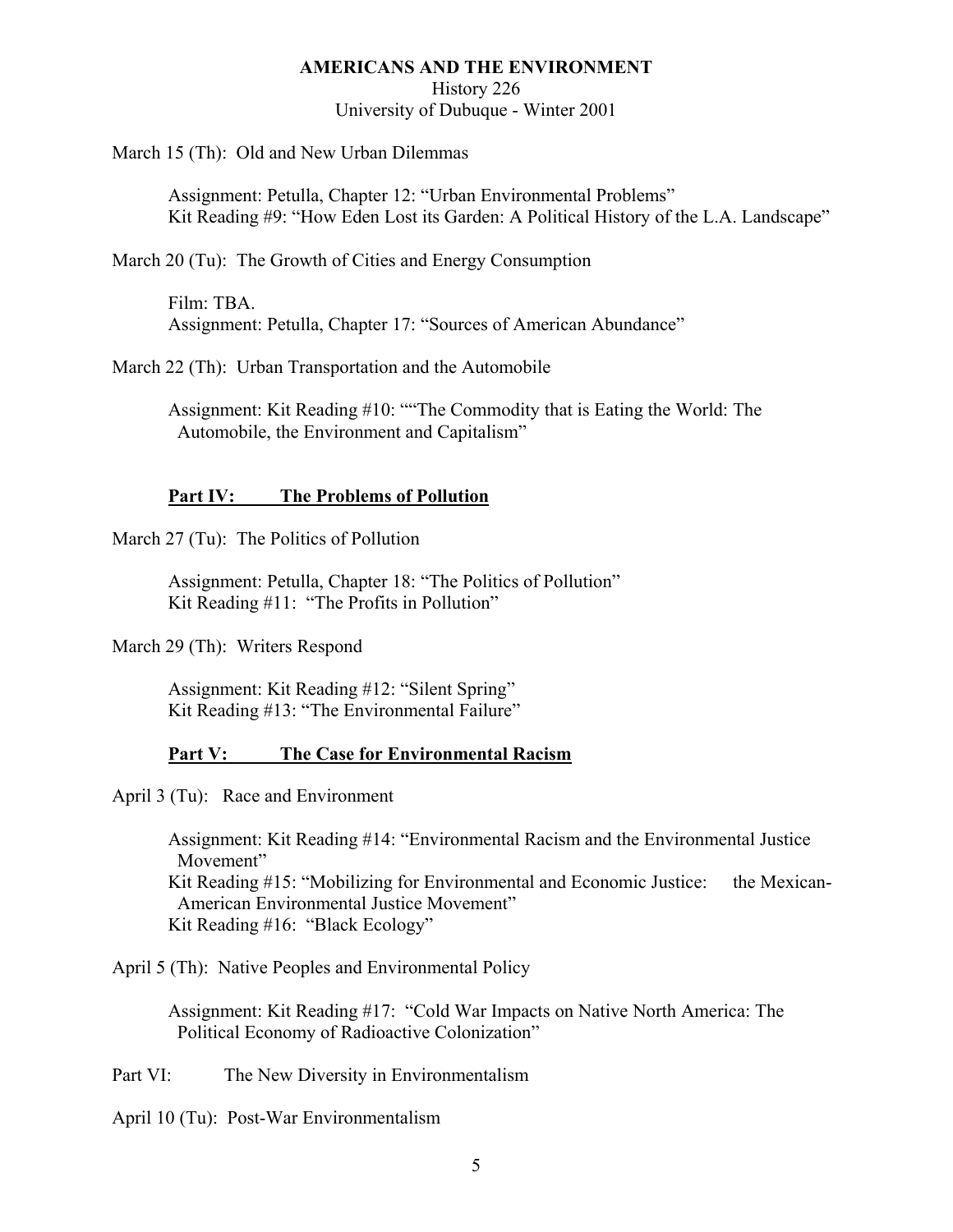**AMERICANS AND THE ENVIRONMENT**
History 226
University of Dubuque - Winter 2001

March 15 (Th): Old and New Urban Dilemmas

Assignment: Petulla, Chapter 12: "Urban Environmental Problems"
Kit Reading #9: "How Eden Lost its Garden: A Political History of the L.A. Landscape"

March 20 (Tu): The Growth of Cities and Energy Consumption

Film: TBA.
Assignment: Petulla, Chapter 17: "Sources of American Abundance"

March 22 (Th): Urban Transportation and the Automobile

Assignment: Kit Reading #10: ""The Commodity that is Eating the World: The Automobile, the Environment and Capitalism"

**Part IV: The Problems of Pollution**

March 27 (Tu): The Politics of Pollution

Assignment: Petulla, Chapter 18: "The Politics of Pollution"
Kit Reading #11: "The Profits in Pollution"

March 29 (Th): Writers Respond

Assignment: Kit Reading #12: "Silent Spring"
Kit Reading #13: "The Environmental Failure"

**Part V: The Case for Environmental Racism**

April 3 (Tu): Race and Environment

Assignment: Kit Reading #14: "Environmental Racism and the Environmental Justice Movement"
Kit Reading #15: "Mobilizing for Environmental and Economic Justice: the Mexican-American Environmental Justice Movement"
Kit Reading #16: "Black Ecology"

April 5 (Th): Native Peoples and Environmental Policy

Assignment: Kit Reading #17: "Cold War Impacts on Native North America: The Political Economy of Radioactive Colonization"

Part VI: The New Diversity in Environmentalism

April 10 (Tu): Post-War Environmentalism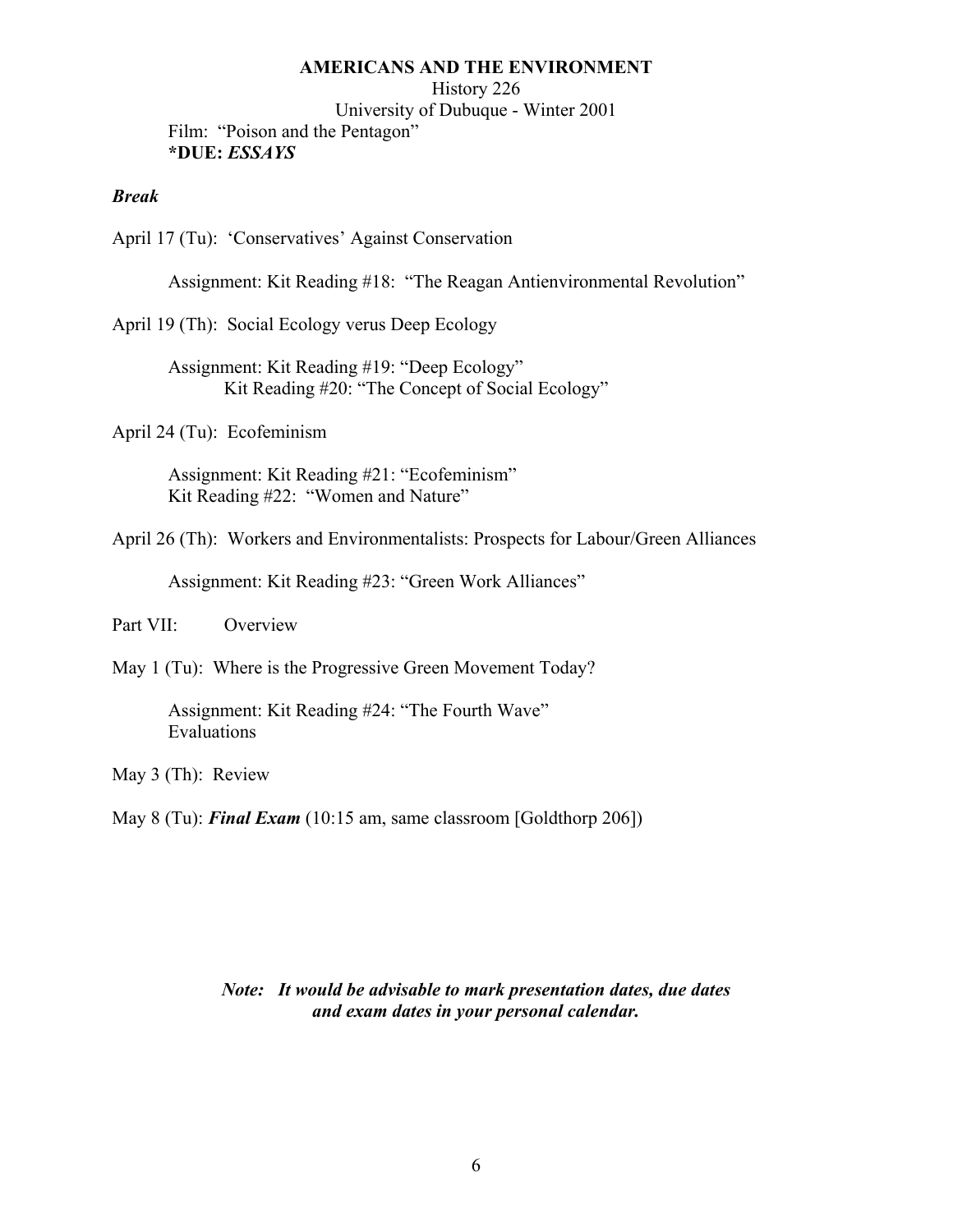Film: "Poison and the Pentagon"
**\*DUE: *ESSAYS***

***Break***

April 17 (Tu): 'Conservatives' Against Conservation

Assignment: Kit Reading #18: "The Reagan Antienvironmental Revolution"

April 19 (Th): Social Ecology verus Deep Ecology

Assignment: Kit Reading #19: "Deep Ecology"
Kit Reading #20: "The Concept of Social Ecology"

April 24 (Tu): Ecofeminism

Assignment: Kit Reading #21: "Ecofeminism"
Kit Reading #22: "Women and Nature"

April 26 (Th): Workers and Environmentalists: Prospects for Labour/Green Alliances

Assignment: Kit Reading #23: "Green Work Alliances"

Part VII: Overview

May 1 (Tu): Where is the Progressive Green Movement Today?

Assignment: Kit Reading #24: "The Fourth Wave"
Evaluations

May 3 (Th): Review

May 8 (Tu): ***Final Exam*** (10:15 am, same classroom [Goldthorp 206])

***Note: It would be advisable to mark presentation dates, due dates and exam dates in your personal calendar.***